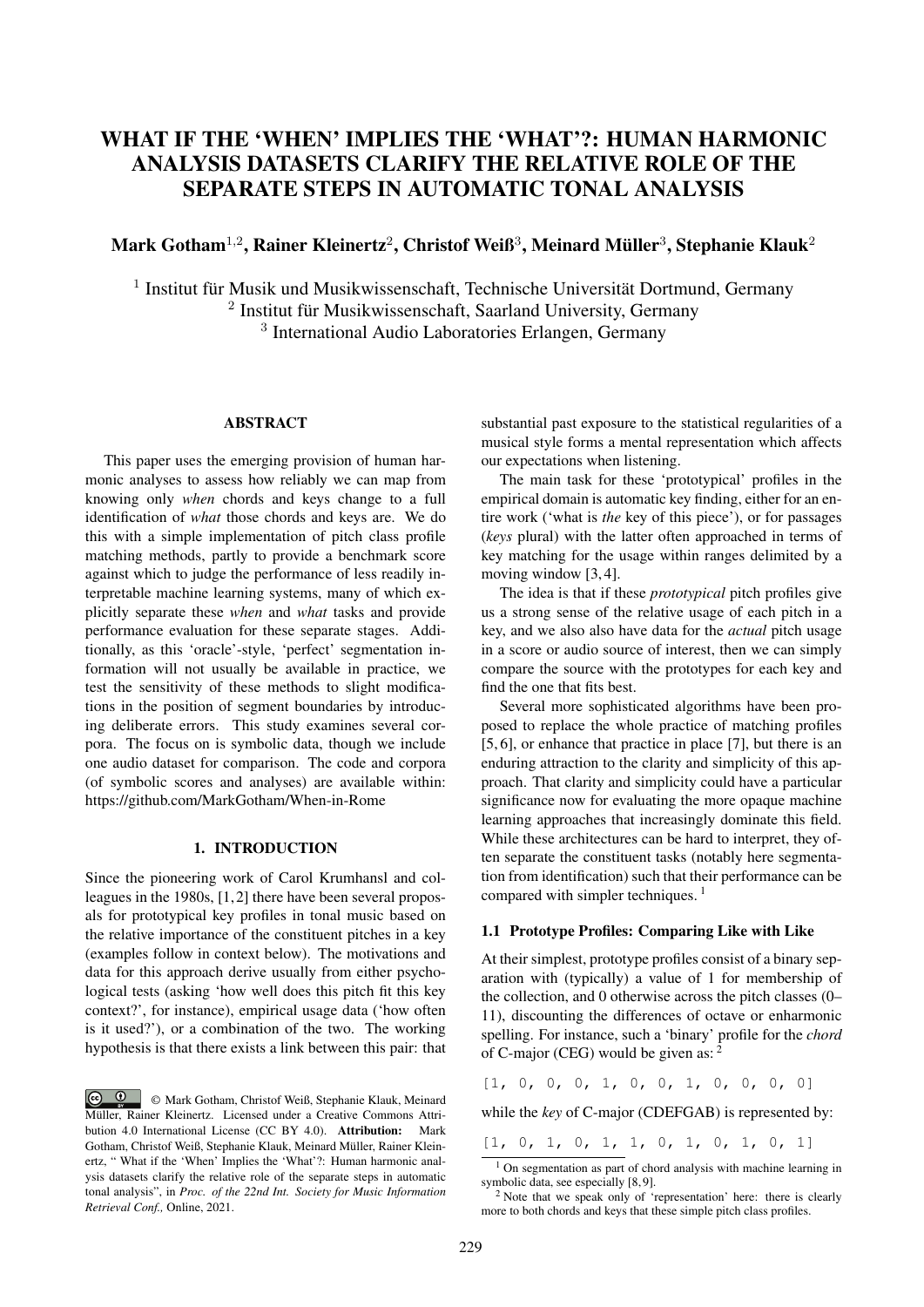# WHAT IF THE 'WHEN' IMPLIES THE 'WHAT'?: HUMAN HARMONIC ANALYSIS DATASETS CLARIFY THE RELATIVE ROLE OF THE SEPARATE STEPS IN AUTOMATIC TONAL ANALYSIS

**Mark Gotham**[1,2], **Rainer Kleinertz**[2], **Christof Weiß**[3], **Meinard Müller**[3], **Stephanie Klauk**[2]

[1] Institut für Musik und Musikwissenschaft, Technische Universität Dortmund, Germany
[2] Institut für Musikwissenschaft, Saarland University, Germany
[3] International Audio Laboratories Erlangen, Germany

## ABSTRACT

This paper uses the emerging provision of human harmonic analyses to assess how reliably we can map from knowing only *when* chords and keys change to a full identification of *what* those chords and keys are. We do this with a simple implementation of pitch class profile matching methods, partly to provide a benchmark score against which to judge the performance of less readily interpretable machine learning systems, many of which explicitly separate these *when* and *what* tasks and provide performance evaluation for these separate stages. Additionally, as this 'oracle'-style, 'perfect' segmentation information will not usually be available in practice, we test the sensitivity of these methods to slight modifications in the position of segment boundaries by introducing deliberate errors. This study examines several corpora. The focus on is symbolic data, though we include one audio dataset for comparison. The code and corpora (of symbolic scores and analyses) are available within: https://github.com/MarkGotham/When-in-Rome

## 1. INTRODUCTION

Since the pioneering work of Carol Krumhansl and colleagues in the 1980s, [1,2] there have been several proposals for prototypical key profiles in tonal music based on the relative importance of the constituent pitches in a key (examples follow in context below). The motivations and data for this approach derive usually from either psychological tests (asking 'how well does this pitch fit this key context?', for instance), empirical usage data ('how often is it used?'), or a combination of the two. The working hypothesis is that there exists a link between this pair: that substantial past exposure to the statistical regularities of a musical style forms a mental representation which affects our expectations when listening.

The main task for these 'prototypical' profiles in the empirical domain is automatic key finding, either for an entire work ('what is *the* key of this piece'), or for passages (*keys* plural) with the latter often approached in terms of key matching for the usage within ranges delimited by a moving window [3,4].

The idea is that if these *prototypical* pitch profiles give us a strong sense of the relative usage of each pitch in a key, and we also also have data for the *actual* pitch usage in a score or audio source of interest, then we can simply compare the source with the prototypes for each key and find the one that fits best.

Several more sophisticated algorithms have been proposed to replace the whole practice of matching profiles [5,6], or enhance that practice in place [7], but there is an enduring attraction to the clarity and simplicity of this approach. That clarity and simplicity could have a particular significance now for evaluating the more opaque machine learning approaches that increasingly dominate this field. While these architectures can be hard to interpret, they often separate the constituent tasks (notably here segmentation from identification) such that their performance can be compared with simpler techniques. [1]

### 1.1 Prototype Profiles: Comparing Like with Like

At their simplest, prototype profiles consist of a binary separation with (typically) a value of 1 for membership of the collection, and 0 otherwise across the pitch classes (0–11), discounting the differences of octave or enharmonic spelling. For instance, such a 'binary' profile for the *chord* of C-major (CEG) would be given as: [2]

```
[1, 0, 0, 0, 1, 0, 0, 1, 0, 0, 0, 0]
```

while the *key* of C-major (CDEFGAB) is represented by:

```
[1, 0, 1, 0, 1, 1, 0, 1, 0, 1, 0, 1]
```

[1] On segmentation as part of chord analysis with machine learning in symbolic data, see especially [8,9].

[2] Note that we speak only of 'representation' here: there is clearly more to both chords and keys that these simple pitch class profiles.

© Mark Gotham, Christof Weiß, Stephanie Klauk, Meinard Müller, Rainer Kleinertz. Licensed under a Creative Commons Attribution 4.0 International License (CC BY 4.0). **Attribution:** Mark Gotham, Christof Weiß, Stephanie Klauk, Meinard Müller, Rainer Kleinertz, " What if the 'When' Implies the 'What'?: Human harmonic analysis datasets clarify the relative role of the separate steps in automatic tonal analysis", in *Proc. of the 22nd Int. Society for Music Information Retrieval Conf.,* Online, 2021.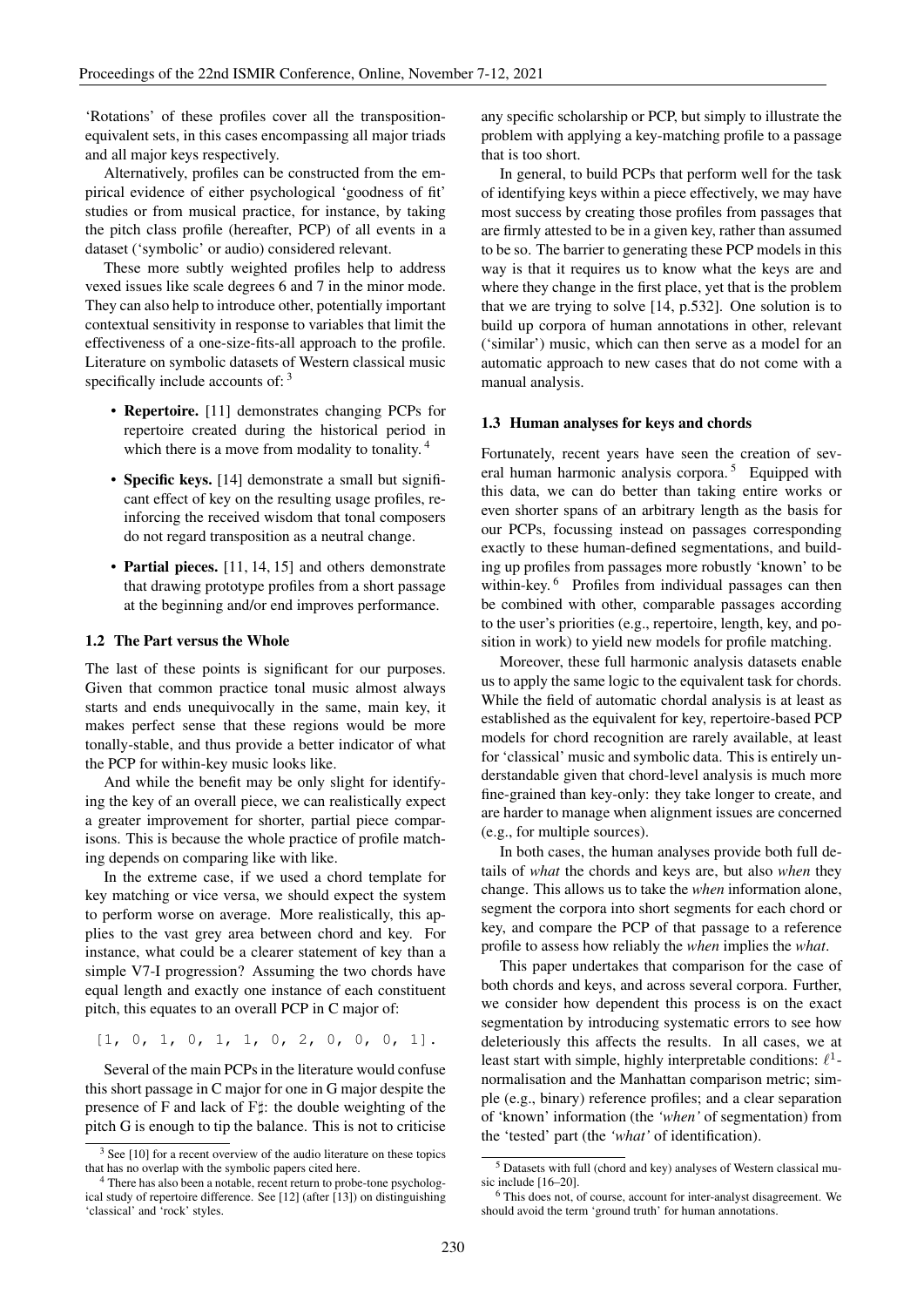'Rotations' of these profiles cover all the transposition-equivalent sets, in this cases encompassing all major triads and all major keys respectively.

Alternatively, profiles can be constructed from the empirical evidence of either psychological 'goodness of fit' studies or from musical practice, for instance, by taking the pitch class profile (hereafter, PCP) of all events in a dataset ('symbolic' or audio) considered relevant.

These more subtly weighted profiles help to address vexed issues like scale degrees 6 and 7 in the minor mode. They can also help to introduce other, potentially important contextual sensitivity in response to variables that limit the effectiveness of a one-size-fits-all approach to the profile. Literature on symbolic datasets of Western classical music specifically include accounts of: [3]

- **Repertoire.** [11] demonstrates changing PCPs for repertoire created during the historical period in which there is a move from modality to tonality. [4]
- **Specific keys.** [14] demonstrate a small but significant effect of key on the resulting usage profiles, reinforcing the received wisdom that tonal composers do not regard transposition as a neutral change.
- **Partial pieces.** [11, 14, 15] and others demonstrate that drawing prototype profiles from a short passage at the beginning and/or end improves performance.

### 1.2 The Part versus the Whole

The last of these points is significant for our purposes. Given that common practice tonal music almost always starts and ends unequivocally in the same, main key, it makes perfect sense that these regions would be more tonally-stable, and thus provide a better indicator of what the PCP for within-key music looks like.

And while the benefit may be only slight for identifying the key of an overall piece, we can realistically expect a greater improvement for shorter, partial piece comparisons. This is because the whole practice of profile matching depends on comparing like with like.

In the extreme case, if we used a chord template for key matching or vice versa, we should expect the system to perform worse on average. More realistically, this applies to the vast grey area between chord and key. For instance, what could be a clearer statement of key than a simple V7-I progression? Assuming the two chords have equal length and exactly one instance of each constituent pitch, this equates to an overall PCP in C major of:

```
[1, 0, 1, 0, 1, 1, 0, 2, 0, 0, 0, 1].
```

Several of the main PCPs in the literature would confuse this short passage in C major for one in G major despite the presence of F and lack of F♯: the double weighting of the pitch G is enough to tip the balance. This is not to criticise any specific scholarship or PCP, but simply to illustrate the problem with applying a key-matching profile to a passage that is too short.

In general, to build PCPs that perform well for the task of identifying keys within a piece effectively, we may have most success by creating those profiles from passages that are firmly attested to be in a given key, rather than assumed to be so. The barrier to generating these PCP models in this way is that it requires us to know what the keys are and where they change in the first place, yet that is the problem that we are trying to solve [14, p.532]. One solution is to build up corpora of human annotations in other, relevant ('similar') music, which can then serve as a model for an automatic approach to new cases that do not come with a manual analysis.

### 1.3 Human analyses for keys and chords

Fortunately, recent years have seen the creation of several human harmonic analysis corpora. [5] Equipped with this data, we can do better than taking entire works or even shorter spans of an arbitrary length as the basis for our PCPs, focussing instead on passages corresponding exactly to these human-defined segmentations, and building up profiles from passages more robustly 'known' to be within-key. [6] Profiles from individual passages can then be combined with other, comparable passages according to the user's priorities (e.g., repertoire, length, key, and position in work) to yield new models for profile matching.

Moreover, these full harmonic analysis datasets enable us to apply the same logic to the equivalent task for chords. While the field of automatic chordal analysis is at least as established as the equivalent for key, repertoire-based PCP models for chord recognition are rarely available, at least for 'classical' music and symbolic data. This is entirely understandable given that chord-level analysis is much more fine-grained than key-only: they take longer to create, and are harder to manage when alignment issues are concerned (e.g., for multiple sources).

In both cases, the human analyses provide both full details of *what* the chords and keys are, but also *when* they change. This allows us to take the *when* information alone, segment the corpora into short segments for each chord or key, and compare the PCP of that passage to a reference profile to assess how reliably the *when* implies the *what*.

This paper undertakes that comparison for the case of both chords and keys, and across several corpora. Further, we consider how dependent this process is on the exact segmentation by introducing systematic errors to see how deleteriously this affects the results. In all cases, we at least start with simple, highly interpretable conditions: $\ell^1$-normalisation and the Manhattan comparison metric; simple (e.g., binary) reference profiles; and a clear separation of 'known' information (the *'when'* of segmentation) from the 'tested' part (the *'what'* of identification).

[3] See [10] for a recent overview of the audio literature on these topics that has no overlap with the symbolic papers cited here.

[4] There has also been a notable, recent return to probe-tone psychological study of repertoire difference. See [12] (after [13]) on distinguishing 'classical' and 'rock' styles.

[5] Datasets with full (chord and key) analyses of Western classical music include [16–20].

[6] This does not, of course, account for inter-analyst disagreement. We should avoid the term 'ground truth' for human annotations.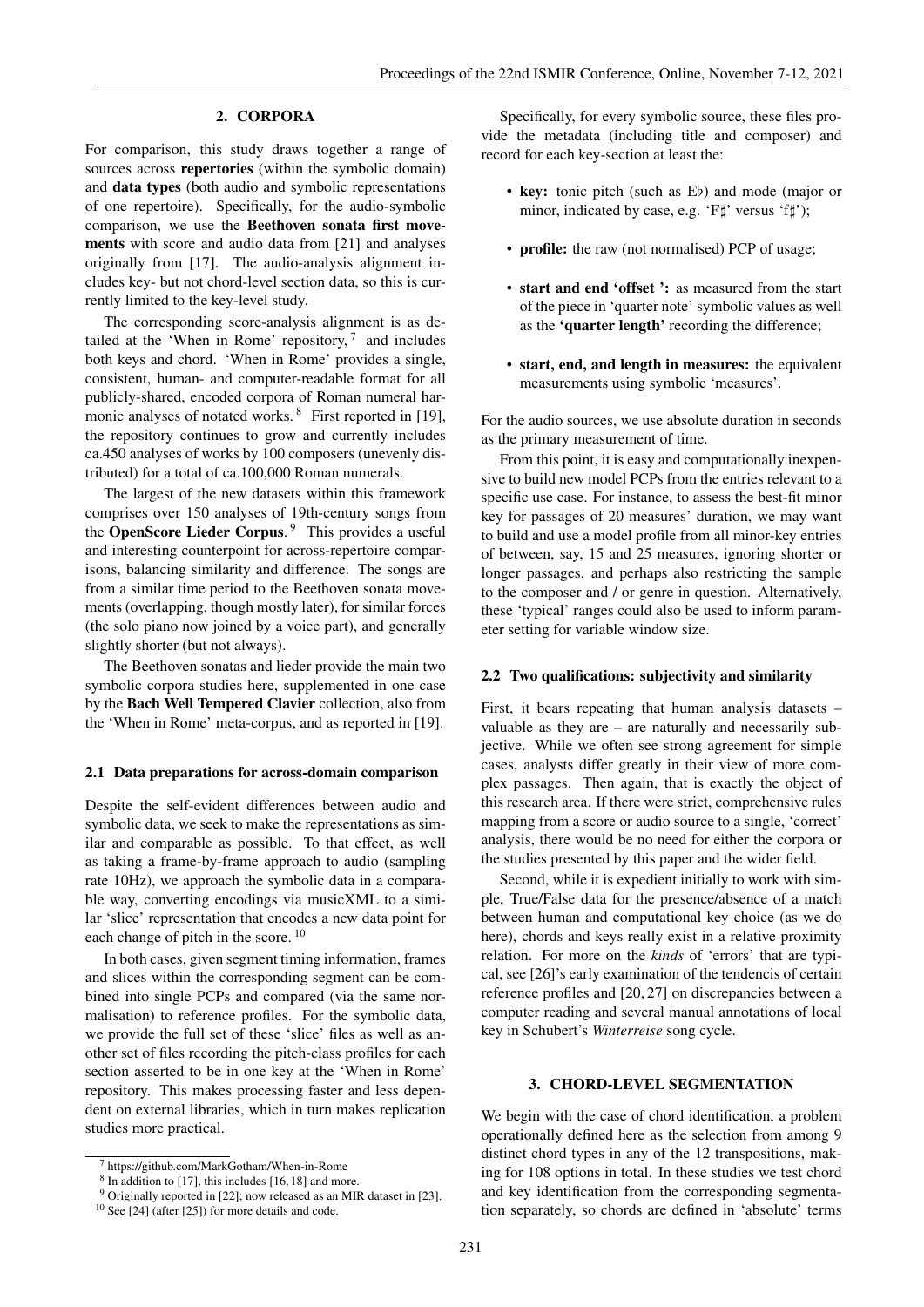## 2. CORPORA

For comparison, this study draws together a range of sources across **repertories** (within the symbolic domain) and **data types** (both audio and symbolic representations of one repertoire). Specifically, for the audio-symbolic comparison, we use the **Beethoven sonata first movements** with score and audio data from [21] and analyses originally from [17]. The audio-analysis alignment includes key- but not chord-level section data, so this is currently limited to the key-level study.

The corresponding score-analysis alignment is as detailed at the 'When in Rome' repository, [7] and includes both keys and chord. 'When in Rome' provides a single, consistent, human- and computer-readable format for all publicly-shared, encoded corpora of Roman numeral harmonic analyses of notated works. [8] First reported in [19], the repository continues to grow and currently includes ca.450 analyses of works by 100 composers (unevenly distributed) for a total of ca.100,000 Roman numerals.

The largest of the new datasets within this framework comprises over 150 analyses of 19th-century songs from the **OpenScore Lieder Corpus**. [9] This provides a useful and interesting counterpoint for across-repertoire comparisons, balancing similarity and difference. The songs are from a similar time period to the Beethoven sonata movements (overlapping, though mostly later), for similar forces (the solo piano now joined by a voice part), and generally slightly shorter (but not always).

The Beethoven sonatas and lieder provide the main two symbolic corpora studies here, supplemented in one case by the **Bach Well Tempered Clavier** collection, also from the 'When in Rome' meta-corpus, and as reported in [19].

### 2.1 Data preparations for across-domain comparison

Despite the self-evident differences between audio and symbolic data, we seek to make the representations as similar and comparable as possible. To that effect, as well as taking a frame-by-frame approach to audio (sampling rate 10Hz), we approach the symbolic data in a comparable way, converting encodings via musicXML to a similar 'slice' representation that encodes a new data point for each change of pitch in the score. [10]

In both cases, given segment timing information, frames and slices within the corresponding segment can be combined into single PCPs and compared (via the same normalisation) to reference profiles. For the symbolic data, we provide the full set of these 'slice' files as well as another set of files recording the pitch-class profiles for each section asserted to be in one key at the 'When in Rome' repository. This makes processing faster and less dependent on external libraries, which in turn makes replication studies more practical.

Specifically, for every symbolic source, these files provide the metadata (including title and composer) and record for each key-section at least the:

- **key:** tonic pitch (such as E♭) and mode (major or minor, indicated by case, e.g. 'F♯' versus 'f♯');
- **profile:** the raw (not normalised) PCP of usage;
- **start and end 'offset ':** as measured from the start of the piece in 'quarter note' symbolic values as well as the **'quarter length'** recording the difference;
- **start, end, and length in measures:** the equivalent measurements using symbolic 'measures'.

For the audio sources, we use absolute duration in seconds as the primary measurement of time.

From this point, it is easy and computationally inexpensive to build new model PCPs from the entries relevant to a specific use case. For instance, to assess the best-fit minor key for passages of 20 measures' duration, we may want to build and use a model profile from all minor-key entries of between, say, 15 and 25 measures, ignoring shorter or longer passages, and perhaps also restricting the sample to the composer and / or genre in question. Alternatively, these 'typical' ranges could also be used to inform parameter setting for variable window size.

### 2.2 Two qualifications: subjectivity and similarity

First, it bears repeating that human analysis datasets – valuable as they are – are naturally and necessarily subjective. While we often see strong agreement for simple cases, analysts differ greatly in their view of more complex passages. Then again, that is exactly the object of this research area. If there were strict, comprehensive rules mapping from a score or audio source to a single, 'correct' analysis, there would be no need for either the corpora or the studies presented by this paper and the wider field.

Second, while it is expedient initially to work with simple, True/False data for the presence/absence of a match between human and computational key choice (as we do here), chords and keys really exist in a relative proximity relation. For more on the *kinds* of 'errors' that are typical, see [26]'s early examination of the tendencis of certain reference profiles and [20, 27] on discrepancies between a computer reading and several manual annotations of local key in Schubert's *Winterreise* song cycle.

## 3. CHORD-LEVEL SEGMENTATION

We begin with the case of chord identification, a problem operationally defined here as the selection from among 9 distinct chord types in any of the 12 transpositions, making for 108 options in total. In these studies we test chord and key identification from the corresponding segmentation separately, so chords are defined in 'absolute' terms

[7] https://github.com/MarkGotham/When-in-Rome

[8] In addition to [17], this includes [16, 18] and more.

[9] Originally reported in [22]; now released as an MIR dataset in [23].

[10] See [24] (after [25]) for more details and code.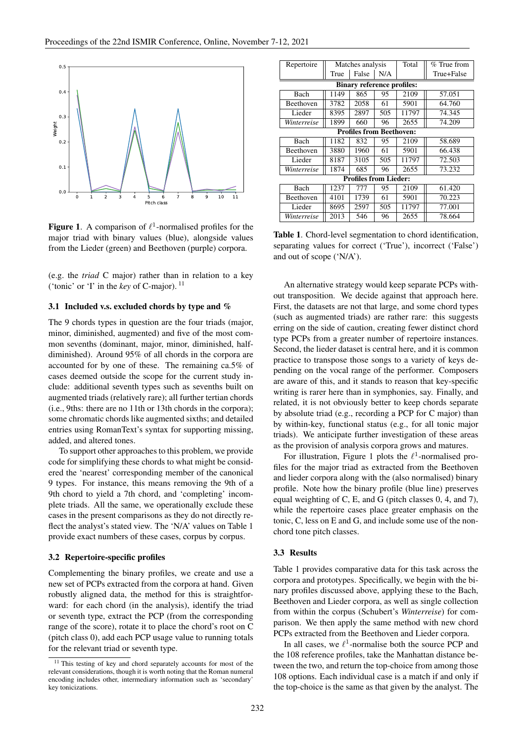**Figure 1**. A comparison of $\ell^1$-normalised profiles for the major triad with binary values (blue), alongside values from the Lieder (green) and Beethoven (purple) corpora.

(e.g. the *triad* C major) rather than in relation to a key ('tonic' or 'I' in the *key* of C-major). [11]

### 3.1 Included v.s. excluded chords by type and %

The 9 chords types in question are the four triads (major, minor, diminished, augmented) and five of the most common sevenths (dominant, major, minor, diminished, half-diminished). Around 95% of all chords in the corpora are accounted for by one of these. The remaining ca.5% of cases deemed outside the scope for the current study include: additional seventh types such as sevenths built on augmented triads (relatively rare); all further tertian chords (i.e., 9ths: there are no 11th or 13th chords in the corpora); some chromatic chords like augmented sixths; and detailed entries using RomanText's syntax for supporting missing, added, and altered tones.

To support other approaches to this problem, we provide code for simplifying these chords to what might be considered the 'nearest' corresponding member of the canonical 9 types. For instance, this means removing the 9th of a 9th chord to yield a 7th chord, and 'completing' incomplete triads. All the same, we operationally exclude these cases in the present comparisons as they do not directly reflect the analyst's stated view. The 'N/A' values on Table 1 provide exact numbers of these cases, corpus by corpus.

### 3.2 Repertoire-specific profiles

Complementing the binary profiles, we create and use a new set of PCPs extracted from the corpora at hand. Given robustly aligned data, the method for this is straightforward: for each chord (in the analysis), identify the triad or seventh type, extract the PCP (from the corresponding range of the score), rotate it to place the chord's root on C (pitch class 0), add each PCP usage value to running totals for the relevant triad or seventh type.

[11] This testing of key and chord separately accounts for most of the relevant considerations, though it is worth noting that the Roman numeral encoding includes other, intermediary information such as 'secondary' key tonicizations.

| Repertoire | Matches analysis | | | Total | % True from |
|---|---|---|---|---|---|
| | True | False | N/A | | True+False |
| **Binary reference profiles:** | | | | | |
| Bach | 1149 | 865 | 95 | 2109 | 57.051 |
| Beethoven | 3782 | 2058 | 61 | 5901 | 64.760 |
| Lieder | 8395 | 2897 | 505 | 11797 | 74.345 |
| *Winterreise* | 1899 | 660 | 96 | 2655 | 74.209 |
| **Profiles from Beethoven:** | | | | | |
| Bach | 1182 | 832 | 95 | 2109 | 58.689 |
| Beethoven | 3880 | 1960 | 61 | 5901 | 66.438 |
| Lieder | 8187 | 3105 | 505 | 11797 | 72.503 |
| *Winterreise* | 1874 | 685 | 96 | 2655 | 73.232 |
| **Profiles from Lieder:** | | | | | |
| Bach | 1237 | 777 | 95 | 2109 | 61.420 |
| Beethoven | 4101 | 1739 | 61 | 5901 | 70.223 |
| Lieder | 8695 | 2597 | 505 | 11797 | 77.001 |
| *Winterreise* | 2013 | 546 | 96 | 2655 | 78.664 |

**Table 1**. Chord-level segmentation to chord identification, separating values for correct ('True'), incorrect ('False') and out of scope ('N/A').

An alternative strategy would keep separate PCPs without transposition. We decide against that approach here. First, the datasets are not that large, and some chord types (such as augmented triads) are rather rare: this suggests erring on the side of caution, creating fewer distinct chord type PCPs from a greater number of repertoire instances. Second, the lieder dataset is central here, and it is common practice to transpose those songs to a variety of keys depending on the vocal range of the performer. Composers are aware of this, and it stands to reason that key-specific writing is rarer here than in symphonies, say. Finally, and related, it is not obviously better to keep chords separate by absolute triad (e.g., recording a PCP for C major) than by within-key, functional status (e.g., for all tonic major triads). We anticipate further investigation of these areas as the provision of analysis corpora grows and matures.

For illustration, Figure 1 plots the $\ell^1$-normalised profiles for the major triad as extracted from the Beethoven and lieder corpora along with the (also normalised) binary profile. Note how the binary profile (blue line) preserves equal weighting of C, E, and G (pitch classes 0, 4, and 7), while the repertoire cases place greater emphasis on the tonic, C, less on E and G, and include some use of the non-chord tone pitch classes.

### 3.3 Results

Table 1 provides comparative data for this task across the corpora and prototypes. Specifically, we begin with the binary profiles discussed above, applying these to the Bach, Beethoven and Lieder corpora, as well as single collection from within the corpus (Schubert's *Winterreise*) for comparison. We then apply the same method with new chord PCPs extracted from the Beethoven and Lieder corpora.

In all cases, we $\ell^1$-normalise both the source PCP and the 108 reference profiles, take the Manhattan distance between the two, and return the top-choice from among those 108 options. Each individual case is a match if and only if the top-choice is the same as that given by the analyst. The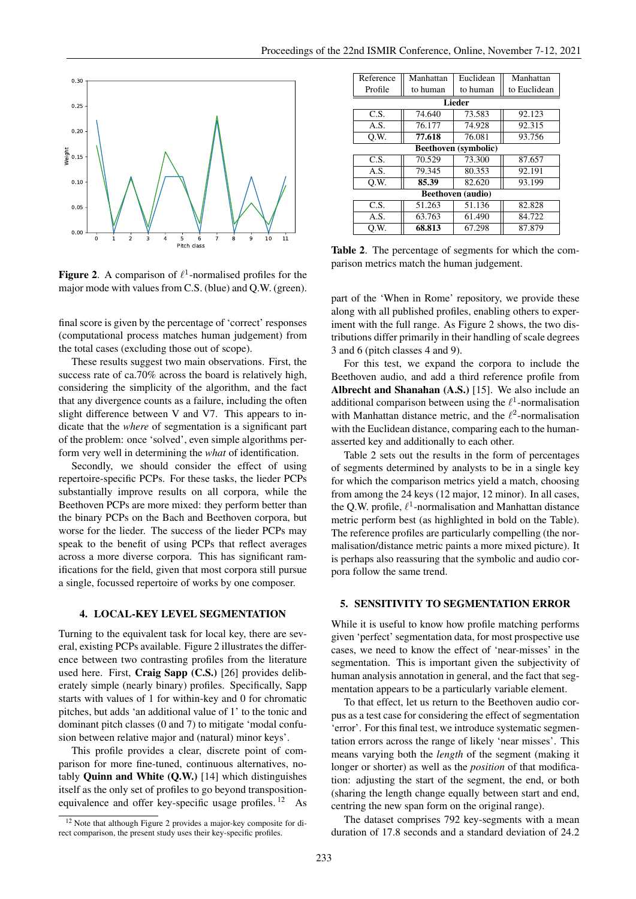Figure 2. A comparison of $\ell^1$-normalised profiles for the major mode with values from C.S. (blue) and Q.W. (green).

final score is given by the percentage of 'correct' responses (computational process matches human judgement) from the total cases (excluding those out of scope).

These results suggest two main observations. First, the success rate of ca.70% across the board is relatively high, considering the simplicity of the algorithm, and the fact that any divergence counts as a failure, including the often slight difference between V and V7. This appears to indicate that the *where* of segmentation is a significant part of the problem: once 'solved', even simple algorithms perform very well in determining the *what* of identification.

Secondly, we should consider the effect of using repertoire-specific PCPs. For these tasks, the lieder PCPs substantially improve results on all corpora, while the Beethoven PCPs are more mixed: they perform better than the binary PCPs on the Bach and Beethoven corpora, but worse for the lieder. The success of the lieder PCPs may speak to the benefit of using PCPs that reflect averages across a more diverse corpora. This has significant ramifications for the field, given that most corpora still pursue a single, focussed repertoire of works by one composer.

## 4. LOCAL-KEY LEVEL SEGMENTATION

Turning to the equivalent task for local key, there are several, existing PCPs available. Figure 2 illustrates the difference between two contrasting profiles from the literature used here. First, **Craig Sapp (C.S.)** [26] provides deliberately simple (nearly binary) profiles. Specifically, Sapp starts with values of 1 for within-key and 0 for chromatic pitches, but adds 'an additional value of 1' to the tonic and dominant pitch classes (0 and 7) to mitigate 'modal confusion between relative major and (natural) minor keys'.

This profile provides a clear, discrete point of comparison for more fine-tuned, continuous alternatives, notably **Quinn and White (Q.W.)** [14] which distinguishes itself as the only set of profiles to go beyond transposition-equivalence and offer key-specific usage profiles. [12] As part of the 'When in Rome' repository, we provide these along with all published profiles, enabling others to experiment with the full range. As Figure 2 shows, the two distributions differ primarily in their handling of scale degrees 3 and 6 (pitch classes 4 and 9).

[12] Note that although Figure 2 provides a major-key composite for direct comparison, the present study uses their key-specific profiles.

| Reference Profile | Manhattan to human | Euclidean to human | Manhattan to Euclidean |
|---|---|---|---|
| **Lieder** | | | |
| C.S. | 74.640 | 73.583 | 92.123 |
| A.S. | 76.177 | 74.928 | 92.315 |
| Q.W. | **77.618** | 76.081 | 93.756 |
| **Beethoven (symbolic)** | | | |
| C.S. | 70.529 | 73.300 | 87.657 |
| A.S. | 79.345 | 80.353 | 92.191 |
| Q.W. | **85.39** | 82.620 | 93.199 |
| **Beethoven (audio)** | | | |
| C.S. | 51.263 | 51.136 | 82.828 |
| A.S. | 63.763 | 61.490 | 84.722 |
| Q.W. | **68.813** | 67.298 | 87.879 |

**Table 2**. The percentage of segments for which the comparison metrics match the human judgement.

For this test, we expand the corpora to include the Beethoven audio, and add a third reference profile from **Albrecht and Shanahan (A.S.)** [15]. We also include an additional comparison between using the $\ell^1$-normalisation with Manhattan distance metric, and the $\ell^2$-normalisation with the Euclidean distance, comparing each to the human-asserted key and additionally to each other.

Table 2 sets out the results in the form of percentages of segments determined by analysts to be in a single key for which the comparison metrics yield a match, choosing from among the 24 keys (12 major, 12 minor). In all cases, the Q.W. profile, $\ell^1$-normalisation and Manhattan distance metric perform best (as highlighted in bold on the Table). The reference profiles are particularly compelling (the normalisation/distance metric paints a more mixed picture). It is perhaps also reassuring that the symbolic and audio corpora follow the same trend.

## 5. SENSITIVITY TO SEGMENTATION ERROR

While it is useful to know how profile matching performs given 'perfect' segmentation data, for most prospective use cases, we need to know the effect of 'near-misses' in the segmentation. This is important given the subjectivity of human analysis annotation in general, and the fact that segmentation appears to be a particularly variable element.

To that effect, let us return to the Beethoven audio corpus as a test case for considering the effect of segmentation 'error'. For this final test, we introduce systematic segmentation errors across the range of likely 'near misses'. This means varying both the *length* of the segment (making it longer or shorter) as well as the *position* of that modification: adjusting the start of the segment, the end, or both (sharing the length change equally between start and end, centring the new span form on the original range).

The dataset comprises 792 key-segments with a mean duration of 17.8 seconds and a standard deviation of 24.2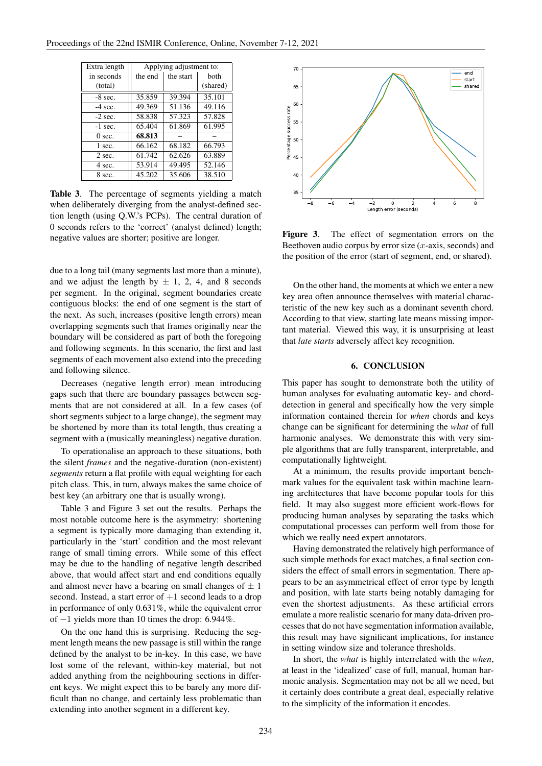| Extra length in seconds (total) | Applying adjustment to: | | |
|---|---|---|---|
| | the end | the start | both (shared) |
| -8 sec. | 35.859 | 39.394 | 35.101 |
| -4 sec. | 49.369 | 51.136 | 49.116 |
| -2 sec. | 58.838 | 57.323 | 57.828 |
| -1 sec. | 65.404 | 61.869 | 61.995 |
| 0 sec. | **68.813** | – | – |
| 1 sec. | 66.162 | 68.182 | 66.793 |
| 2 sec. | 61.742 | 62.626 | 63.889 |
| 4 sec. | 53.914 | 49.495 | 52.146 |
| 8 sec. | 45.202 | 35.606 | 38.510 |

**Table 3**. The percentage of segments yielding a match when deliberately diverging from the analyst-defined section length (using Q.W.'s PCPs). The central duration of 0 seconds refers to the 'correct' (analyst defined) length; negative values are shorter; positive are longer.

due to a long tail (many segments last more than a minute), and we adjust the length by ± 1, 2, 4, and 8 seconds per segment. In the original, segment boundaries create contiguous blocks: the end of one segment is the start of the next. As such, increases (positive length errors) mean overlapping segments such that frames originally near the boundary will be considered as part of both the foregoing and following segments. In this scenario, the first and last segments of each movement also extend into the preceding and following silence.

Decreases (negative length error) mean introducing gaps such that there are boundary passages between segments that are not considered at all. In a few cases (of short segments subject to a large change), the segment may be shortened by more than its total length, thus creating a segment with a (musically meaningless) negative duration.

To operationalise an approach to these situations, both the silent *frames* and the negative-duration (non-existent) *segments* return a flat profile with equal weighting for each pitch class. This, in turn, always makes the same choice of best key (an arbitrary one that is usually wrong).

Table 3 and Figure 3 set out the results. Perhaps the most notable outcome here is the asymmetry: shortening a segment is typically more damaging than extending it, particularly in the 'start' condition and the most relevant range of small timing errors. While some of this effect may be due to the handling of negative length described above, that would affect start and end conditions equally and almost never have a bearing on small changes of ± 1 second. Instead, a start error of +1 second leads to a drop in performance of only 0.631%, while the equivalent error of −1 yields more than 10 times the drop: 6.944%.

On the one hand this is surprising. Reducing the segment length means the new passage is still within the range defined by the analyst to be in-key. In this case, we have lost some of the relevant, within-key material, but not added anything from the neighbouring sections in different keys. We might expect this to be barely any more difficult than no change, and certainly less problematic than extending into another segment in a different key.

**Figure 3**. The effect of segmentation errors on the Beethoven audio corpus by error size ($x$-axis, seconds) and the position of the error (start of segment, end, or shared).

On the other hand, the moments at which we enter a new key area often announce themselves with material characteristic of the new key such as a dominant seventh chord. According to that view, starting late means missing important material. Viewed this way, it is unsurprising at least that *late starts* adversely affect key recognition.

## 6. CONCLUSION

This paper has sought to demonstrate both the utility of human analyses for evaluating automatic key- and chord-detection in general and specifically how the very simple information contained therein for *when* chords and keys change can be significant for determining the *what* of full harmonic analyses. We demonstrate this with very simple algorithms that are fully transparent, interpretable, and computationally lightweight.

At a minimum, the results provide important benchmark values for the equivalent task within machine learning architectures that have become popular tools for this field. It may also suggest more efficient work-flows for producing human analyses by separating the tasks which computational processes can perform well from those for which we really need expert annotators.

Having demonstrated the relatively high performance of such simple methods for exact matches, a final section considers the effect of small errors in segmentation. There appears to be an asymmetrical effect of error type by length and position, with late starts being notably damaging for even the shortest adjustments. As these artificial errors emulate a more realistic scenario for many data-driven processes that do not have segmentation information available, this result may have significant implications, for instance in setting window size and tolerance thresholds.

In short, the *what* is highly interrelated with the *when*, at least in the 'idealized' case of full, manual, human harmonic analysis. Segmentation may not be all we need, but it certainly does contribute a great deal, especially relative to the simplicity of the information it encodes.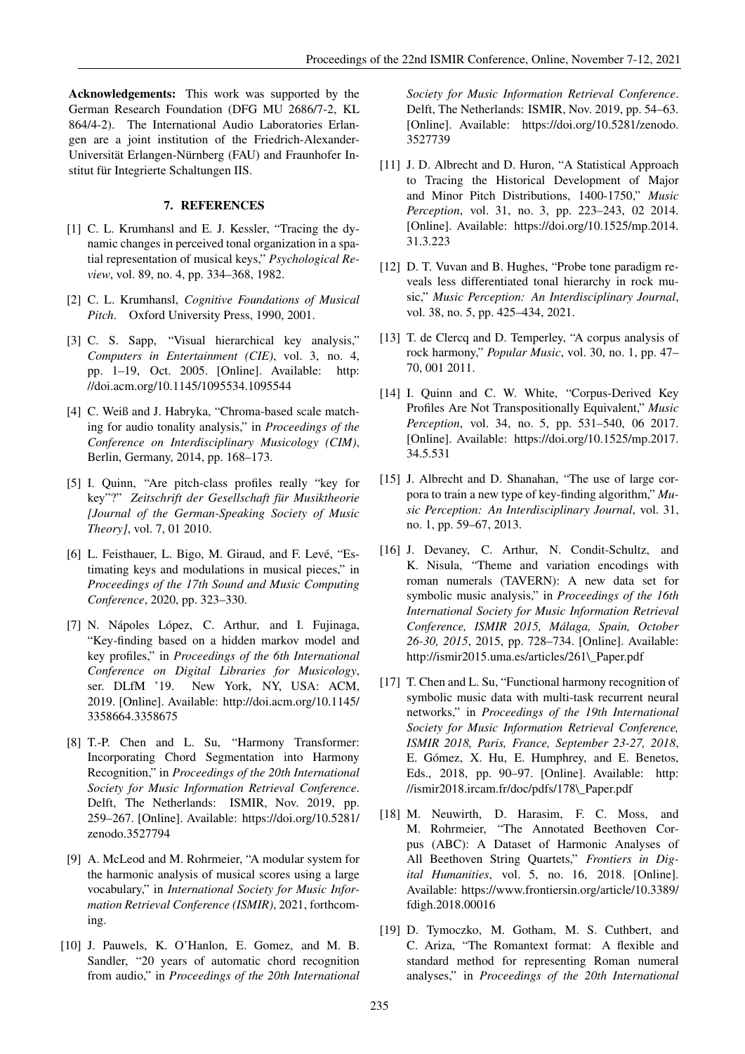**Acknowledgements:** This work was supported by the German Research Foundation (DFG MU 2686/7-2, KL 864/4-2). The International Audio Laboratories Erlangen are a joint institution of the Friedrich-Alexander-Universität Erlangen-Nürnberg (FAU) and Fraunhofer Institut für Integrierte Schaltungen IIS.

## 7. REFERENCES

[1] C. L. Krumhansl and E. J. Kessler, "Tracing the dynamic changes in perceived tonal organization in a spatial representation of musical keys," *Psychological Review*, vol. 89, no. 4, pp. 334–368, 1982.

[2] C. L. Krumhansl, *Cognitive Foundations of Musical Pitch*. Oxford University Press, 1990, 2001.

[3] C. S. Sapp, "Visual hierarchical key analysis," *Computers in Entertainment (CIE)*, vol. 3, no. 4, pp. 1–19, Oct. 2005. [Online]. Available: http://doi.acm.org/10.1145/1095534.1095544

[4] C. Weiß and J. Habryka, "Chroma-based scale matching for audio tonality analysis," in *Proceedings of the Conference on Interdisciplinary Musicology (CIM)*, Berlin, Germany, 2014, pp. 168–173.

[5] I. Quinn, "Are pitch-class profiles really "key for key"?" *Zeitschrift der Gesellschaft für Musiktheorie [Journal of the German-Speaking Society of Music Theory]*, vol. 7, 01 2010.

[6] L. Feisthauer, L. Bigo, M. Giraud, and F. Levé, "Estimating keys and modulations in musical pieces," in *Proceedings of the 17th Sound and Music Computing Conference*, 2020, pp. 323–330.

[7] N. Nápoles López, C. Arthur, and I. Fujinaga, "Key-finding based on a hidden markov model and key profiles," in *Proceedings of the 6th International Conference on Digital Libraries for Musicology*, ser. DLfM '19. New York, NY, USA: ACM, 2019. [Online]. Available: http://doi.acm.org/10.1145/3358664.3358675

[8] T.-P. Chen and L. Su, "Harmony Transformer: Incorporating Chord Segmentation into Harmony Recognition," in *Proceedings of the 20th International Society for Music Information Retrieval Conference*. Delft, The Netherlands: ISMIR, Nov. 2019, pp. 259–267. [Online]. Available: https://doi.org/10.5281/zenodo.3527794

[9] A. McLeod and M. Rohrmeier, "A modular system for the harmonic analysis of musical scores using a large vocabulary," in *International Society for Music Information Retrieval Conference (ISMIR)*, 2021, forthcoming.

[10] J. Pauwels, K. O'Hanlon, E. Gomez, and M. B. Sandler, "20 years of automatic chord recognition from audio," in *Proceedings of the 20th International Society for Music Information Retrieval Conference*. Delft, The Netherlands: ISMIR, Nov. 2019, pp. 54–63. [Online]. Available: https://doi.org/10.5281/zenodo.3527739

[11] J. D. Albrecht and D. Huron, "A Statistical Approach to Tracing the Historical Development of Major and Minor Pitch Distributions, 1400-1750," *Music Perception*, vol. 31, no. 3, pp. 223–243, 02 2014. [Online]. Available: https://doi.org/10.1525/mp.2014.31.3.223

[12] D. T. Vuvan and B. Hughes, "Probe tone paradigm reveals less differentiated tonal hierarchy in rock music," *Music Perception: An Interdisciplinary Journal*, vol. 38, no. 5, pp. 425–434, 2021.

[13] T. de Clercq and D. Temperley, "A corpus analysis of rock harmony," *Popular Music*, vol. 30, no. 1, pp. 47–70, 001 2011.

[14] I. Quinn and C. W. White, "Corpus-Derived Key Profiles Are Not Transpositionally Equivalent," *Music Perception*, vol. 34, no. 5, pp. 531–540, 06 2017. [Online]. Available: https://doi.org/10.1525/mp.2017.34.5.531

[15] J. Albrecht and D. Shanahan, "The use of large corpora to train a new type of key-finding algorithm," *Music Perception: An Interdisciplinary Journal*, vol. 31, no. 1, pp. 59–67, 2013.

[16] J. Devaney, C. Arthur, N. Condit-Schultz, and K. Nisula, "Theme and variation encodings with roman numerals (TAVERN): A new data set for symbolic music analysis," in *Proceedings of the 16th International Society for Music Information Retrieval Conference, ISMIR 2015, Málaga, Spain, October 26-30, 2015*, 2015, pp. 728–734. [Online]. Available: http://ismir2015.uma.es/articles/261\_Paper.pdf

[17] T. Chen and L. Su, "Functional harmony recognition of symbolic music data with multi-task recurrent neural networks," in *Proceedings of the 19th International Society for Music Information Retrieval Conference, ISMIR 2018, Paris, France, September 23-27, 2018*, E. Gómez, X. Hu, E. Humphrey, and E. Benetos, Eds., 2018, pp. 90–97. [Online]. Available: http://ismir2018.ircam.fr/doc/pdfs/178\_Paper.pdf

[18] M. Neuwirth, D. Harasim, F. C. Moss, and M. Rohrmeier, "The Annotated Beethoven Corpus (ABC): A Dataset of Harmonic Analyses of All Beethoven String Quartets," *Frontiers in Digital Humanities*, vol. 5, no. 16, 2018. [Online]. Available: https://www.frontiersin.org/article/10.3389/fdigh.2018.00016

[19] D. Tymoczko, M. Gotham, M. S. Cuthbert, and C. Ariza, "The Romantext format: A flexible and standard method for representing Roman numeral analyses," in *Proceedings of the 20th International*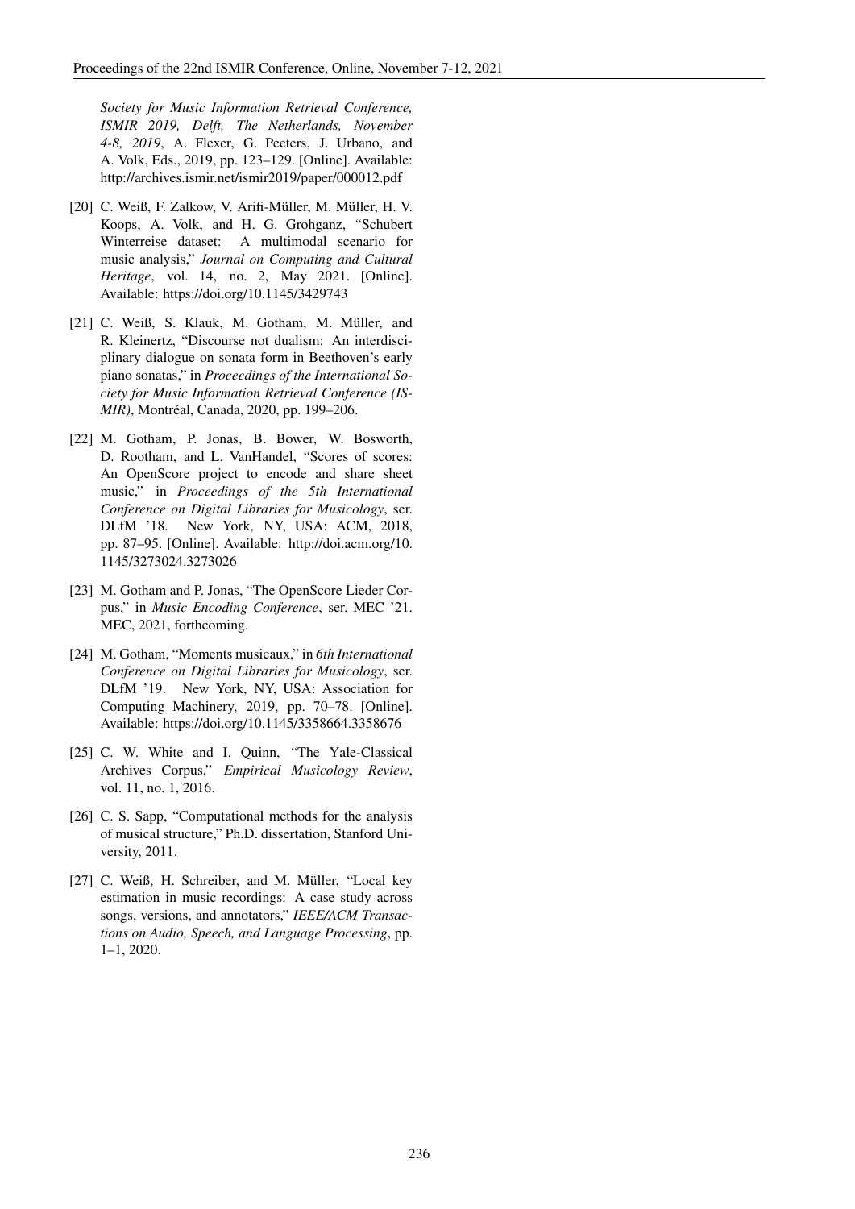*Society for Music Information Retrieval Conference, ISMIR 2019, Delft, The Netherlands, November 4-8, 2019*, A. Flexer, G. Peeters, J. Urbano, and A. Volk, Eds., 2019, pp. 123–129. [Online]. Available: http://archives.ismir.net/ismir2019/paper/000012.pdf

[20] C. Weiß, F. Zalkow, V. Arifi-Müller, M. Müller, H. V. Koops, A. Volk, and H. G. Grohganz, "Schubert Winterreise dataset: A multimodal scenario for music analysis," *Journal on Computing and Cultural Heritage*, vol. 14, no. 2, May 2021. [Online]. Available: https://doi.org/10.1145/3429743

[21] C. Weiß, S. Klauk, M. Gotham, M. Müller, and R. Kleinertz, "Discourse not dualism: An interdisciplinary dialogue on sonata form in Beethoven's early piano sonatas," in *Proceedings of the International Society for Music Information Retrieval Conference (ISMIR)*, Montréal, Canada, 2020, pp. 199–206.

[22] M. Gotham, P. Jonas, B. Bower, W. Bosworth, D. Rootham, and L. VanHandel, "Scores of scores: An OpenScore project to encode and share sheet music," in *Proceedings of the 5th International Conference on Digital Libraries for Musicology*, ser. DLfM '18. New York, NY, USA: ACM, 2018, pp. 87–95. [Online]. Available: http://doi.acm.org/10.1145/3273024.3273026

[23] M. Gotham and P. Jonas, "The OpenScore Lieder Corpus," in *Music Encoding Conference*, ser. MEC '21. MEC, 2021, forthcoming.

[24] M. Gotham, "Moments musicaux," in *6th International Conference on Digital Libraries for Musicology*, ser. DLfM '19. New York, NY, USA: Association for Computing Machinery, 2019, pp. 70–78. [Online]. Available: https://doi.org/10.1145/3358664.3358676

[25] C. W. White and I. Quinn, "The Yale-Classical Archives Corpus," *Empirical Musicology Review*, vol. 11, no. 1, 2016.

[26] C. S. Sapp, "Computational methods for the analysis of musical structure," Ph.D. dissertation, Stanford University, 2011.

[27] C. Weiß, H. Schreiber, and M. Müller, "Local key estimation in music recordings: A case study across songs, versions, and annotators," *IEEE/ACM Transactions on Audio, Speech, and Language Processing*, pp. 1–1, 2020.